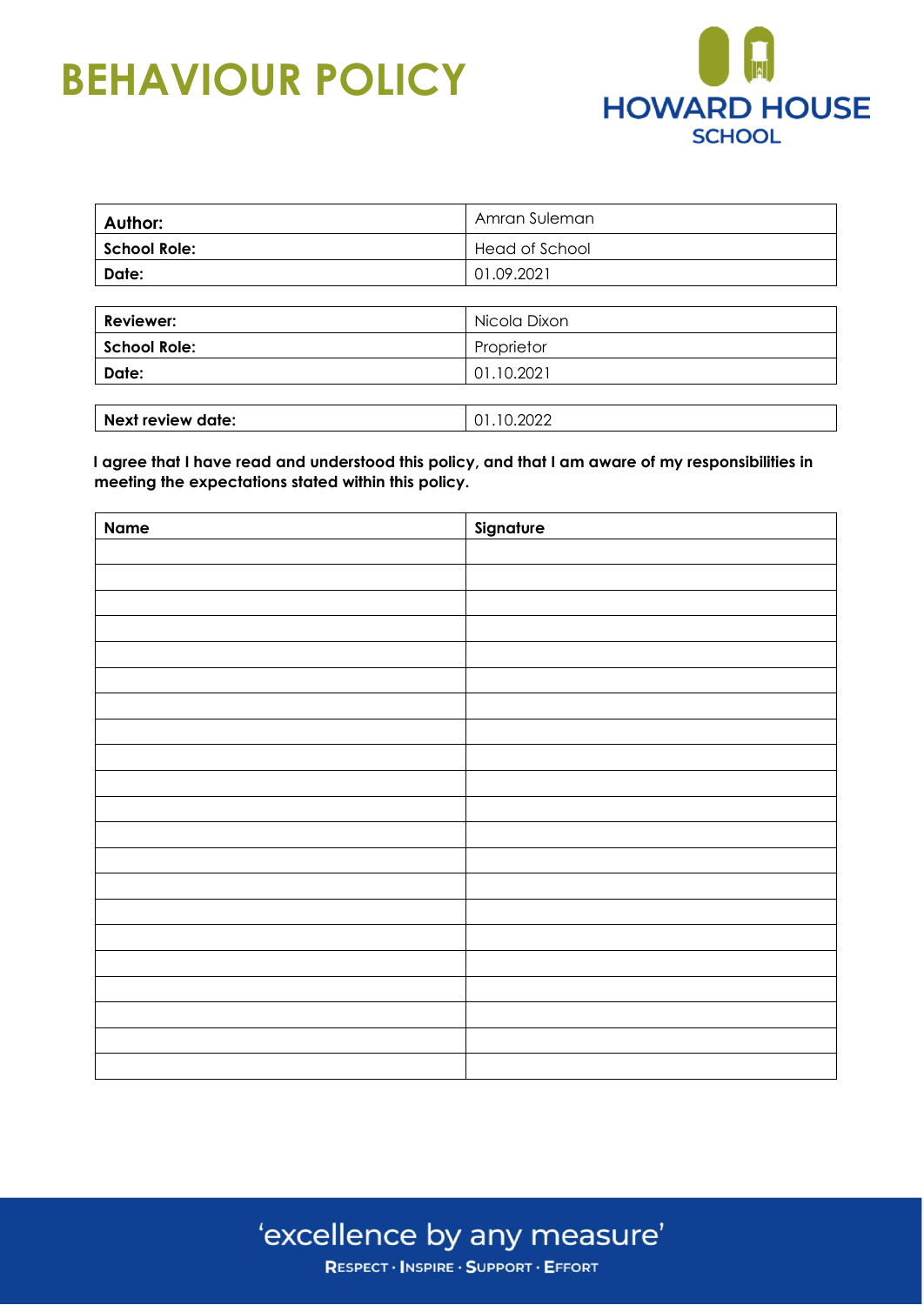# BEHAVIOUR POLICY

HOWARD HOUSE SCHOOL

| **Author:** | Amran Suleman |
|---|---|
| **School Role:** | Head of School |
| **Date:** | 01.09.2021 |

| **Reviewer:** | Nicola Dixon |
|---|---|
| **School Role:** | Proprietor |
| **Date:** | 01.10.2021 |

| **Next review date:** | 01.10.2022 |
|---|---|

**I agree that I have read and understood this policy, and that I am aware of my responsibilities in meeting the expectations stated within this policy.**

| Name | Signature |
|---|---|
| | |
| | |
| | |
| | |
| | |
| | |
| | |
| | |
| | |
| | |
| | |
| | |
| | |
| | |
| | |
| | |
| | |
| | |
| | |
| | |
| | |

'excellence by any measure'

RESPECT · INSPIRE · SUPPORT · EFFORT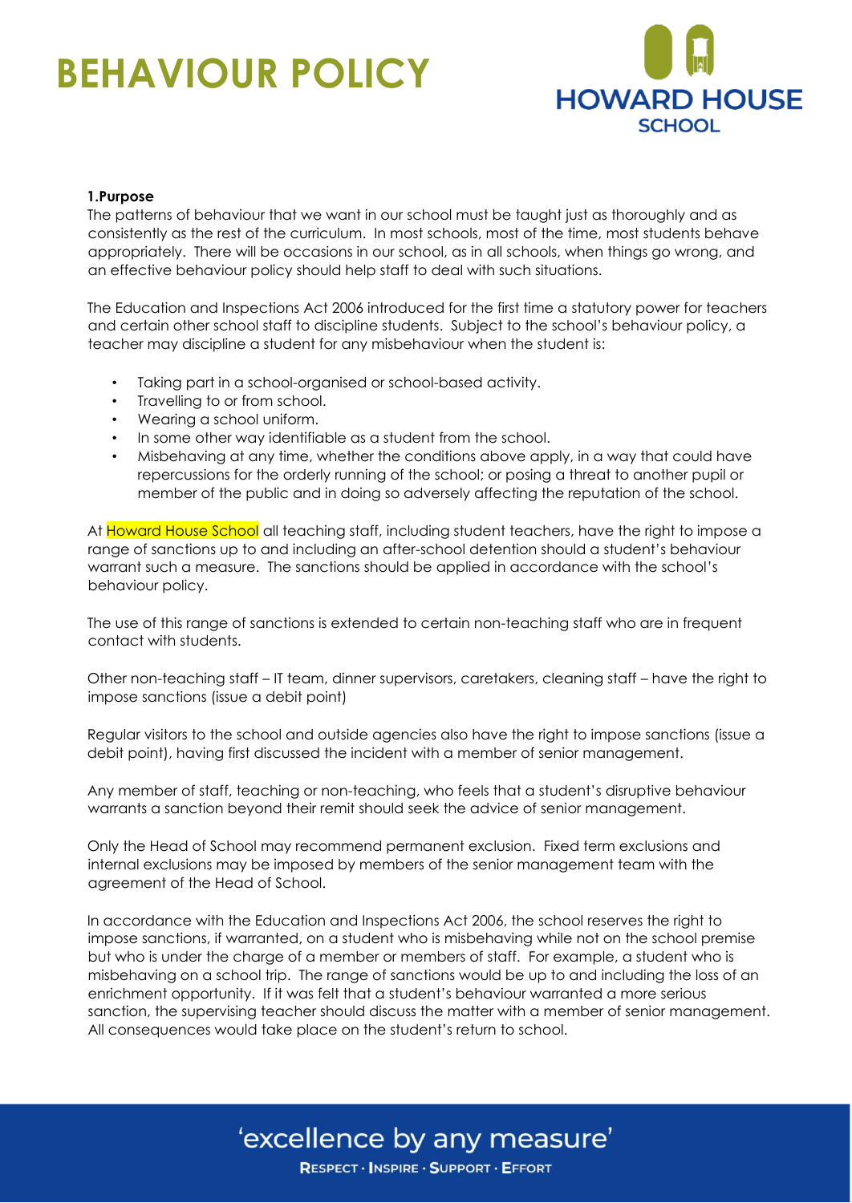# BEHAVIOUR POLICY

**1.Purpose**

The patterns of behaviour that we want in our school must be taught just as thoroughly and as consistently as the rest of the curriculum. In most schools, most of the time, most students behave appropriately. There will be occasions in our school, as in all schools, when things go wrong, and an effective behaviour policy should help staff to deal with such situations.

The Education and Inspections Act 2006 introduced for the first time a statutory power for teachers and certain other school staff to discipline students. Subject to the school's behaviour policy, a teacher may discipline a student for any misbehaviour when the student is:

- Taking part in a school-organised or school-based activity.
- Travelling to or from school.
- Wearing a school uniform.
- In some other way identifiable as a student from the school.
- Misbehaving at any time, whether the conditions above apply, in a way that could have repercussions for the orderly running of the school; or posing a threat to another pupil or member of the public and in doing so adversely affecting the reputation of the school.

At Howard House School all teaching staff, including student teachers, have the right to impose a range of sanctions up to and including an after-school detention should a student's behaviour warrant such a measure. The sanctions should be applied in accordance with the school's behaviour policy.

The use of this range of sanctions is extended to certain non-teaching staff who are in frequent contact with students.

Other non-teaching staff – IT team, dinner supervisors, caretakers, cleaning staff – have the right to impose sanctions (issue a debit point)

Regular visitors to the school and outside agencies also have the right to impose sanctions (issue a debit point), having first discussed the incident with a member of senior management.

Any member of staff, teaching or non-teaching, who feels that a student's disruptive behaviour warrants a sanction beyond their remit should seek the advice of senior management.

Only the Head of School may recommend permanent exclusion. Fixed term exclusions and internal exclusions may be imposed by members of the senior management team with the agreement of the Head of School.

In accordance with the Education and Inspections Act 2006, the school reserves the right to impose sanctions, if warranted, on a student who is misbehaving while not on the school premise but who is under the charge of a member or members of staff. For example, a student who is misbehaving on a school trip. The range of sanctions would be up to and including the loss of an enrichment opportunity. If it was felt that a student's behaviour warranted a more serious sanction, the supervising teacher should discuss the matter with a member of senior management. All consequences would take place on the student's return to school.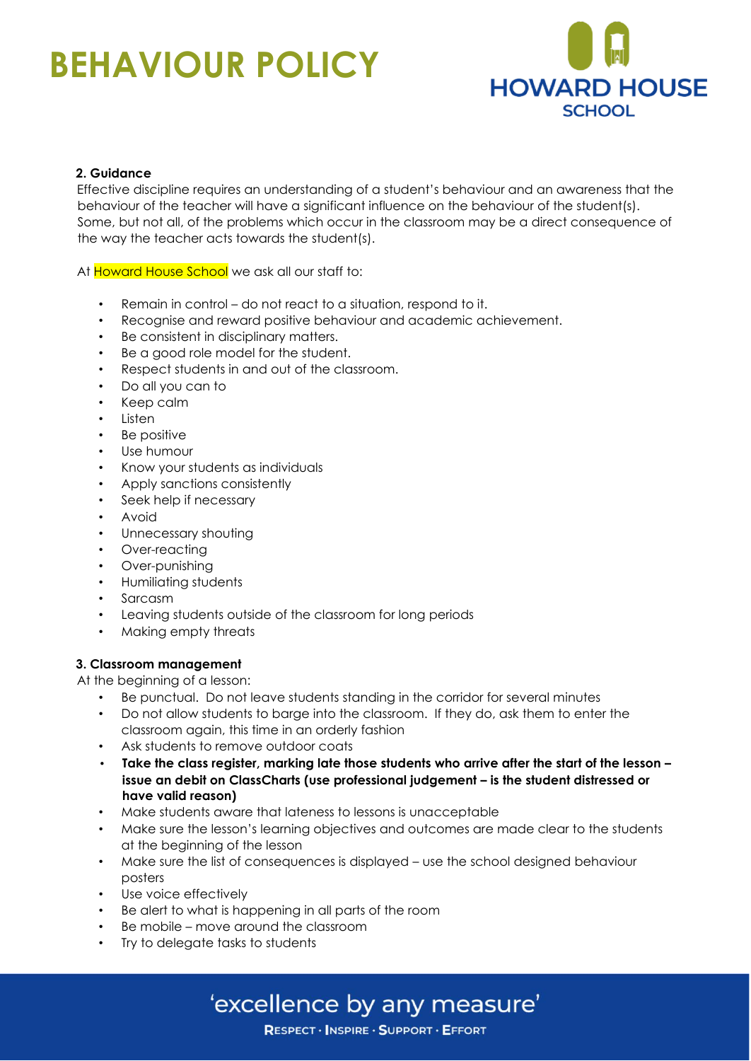### 2. Guidance

Effective discipline requires an understanding of a student's behaviour and an awareness that the behaviour of the teacher will have a significant influence on the behaviour of the student(s). Some, but not all, of the problems which occur in the classroom may be a direct consequence of the way the teacher acts towards the student(s).

At Howard House School we ask all our staff to:

- Remain in control – do not react to a situation, respond to it.
- Recognise and reward positive behaviour and academic achievement.
- Be consistent in disciplinary matters.
- Be a good role model for the student.
- Respect students in and out of the classroom.
- Do all you can to
- Keep calm
- Listen
- Be positive
- Use humour
- Know your students as individuals
- Apply sanctions consistently
- Seek help if necessary
- Avoid
- Unnecessary shouting
- Over-reacting
- Over-punishing
- Humiliating students
- Sarcasm
- Leaving students outside of the classroom for long periods
- Making empty threats

### 3. Classroom management

At the beginning of a lesson:

- Be punctual. Do not leave students standing in the corridor for several minutes
- Do not allow students to barge into the classroom. If they do, ask them to enter the classroom again, this time in an orderly fashion
- Ask students to remove outdoor coats
- **Take the class register, marking late those students who arrive after the start of the lesson – issue an debit on ClassCharts (use professional judgement – is the student distressed or have valid reason)**
- Make students aware that lateness to lessons is unacceptable
- Make sure the lesson's learning objectives and outcomes are made clear to the students at the beginning of the lesson
- Make sure the list of consequences is displayed – use the school designed behaviour posters
- Use voice effectively
- Be alert to what is happening in all parts of the room
- Be mobile – move around the classroom
- Try to delegate tasks to students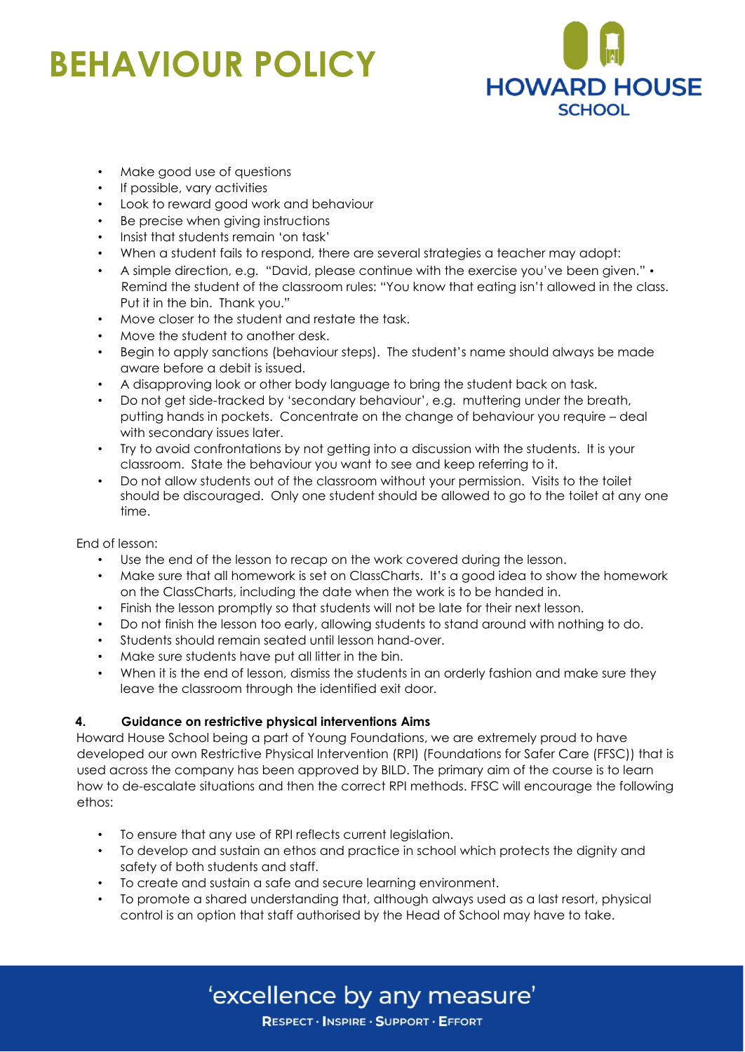- Make good use of questions
- If possible, vary activities
- Look to reward good work and behaviour
- Be precise when giving instructions
- Insist that students remain 'on task'
- When a student fails to respond, there are several strategies a teacher may adopt:
- A simple direction, e.g. "David, please continue with the exercise you've been given." • Remind the student of the classroom rules: "You know that eating isn't allowed in the class. Put it in the bin. Thank you."
- Move closer to the student and restate the task.
- Move the student to another desk.
- Begin to apply sanctions (behaviour steps). The student's name should always be made aware before a debit is issued.
- A disapproving look or other body language to bring the student back on task.
- Do not get side-tracked by 'secondary behaviour', e.g. muttering under the breath, putting hands in pockets. Concentrate on the change of behaviour you require – deal with secondary issues later.
- Try to avoid confrontations by not getting into a discussion with the students. It is your classroom. State the behaviour you want to see and keep referring to it.
- Do not allow students out of the classroom without your permission. Visits to the toilet should be discouraged. Only one student should be allowed to go to the toilet at any one time.

End of lesson:

- Use the end of the lesson to recap on the work covered during the lesson.
- Make sure that all homework is set on ClassCharts. It's a good idea to show the homework on the ClassCharts, including the date when the work is to be handed in.
- Finish the lesson promptly so that students will not be late for their next lesson.
- Do not finish the lesson too early, allowing students to stand around with nothing to do.
- Students should remain seated until lesson hand-over.
- Make sure students have put all litter in the bin.
- When it is the end of lesson, dismiss the students in an orderly fashion and make sure they leave the classroom through the identified exit door.

**4. Guidance on restrictive physical interventions Aims**

Howard House School being a part of Young Foundations, we are extremely proud to have developed our own Restrictive Physical Intervention (RPI) (Foundations for Safer Care (FFSC)) that is used across the company has been approved by BILD. The primary aim of the course is to learn how to de-escalate situations and then the correct RPI methods. FFSC will encourage the following ethos:

- To ensure that any use of RPI reflects current legislation.
- To develop and sustain an ethos and practice in school which protects the dignity and safety of both students and staff.
- To create and sustain a safe and secure learning environment.
- To promote a shared understanding that, although always used as a last resort, physical control is an option that staff authorised by the Head of School may have to take.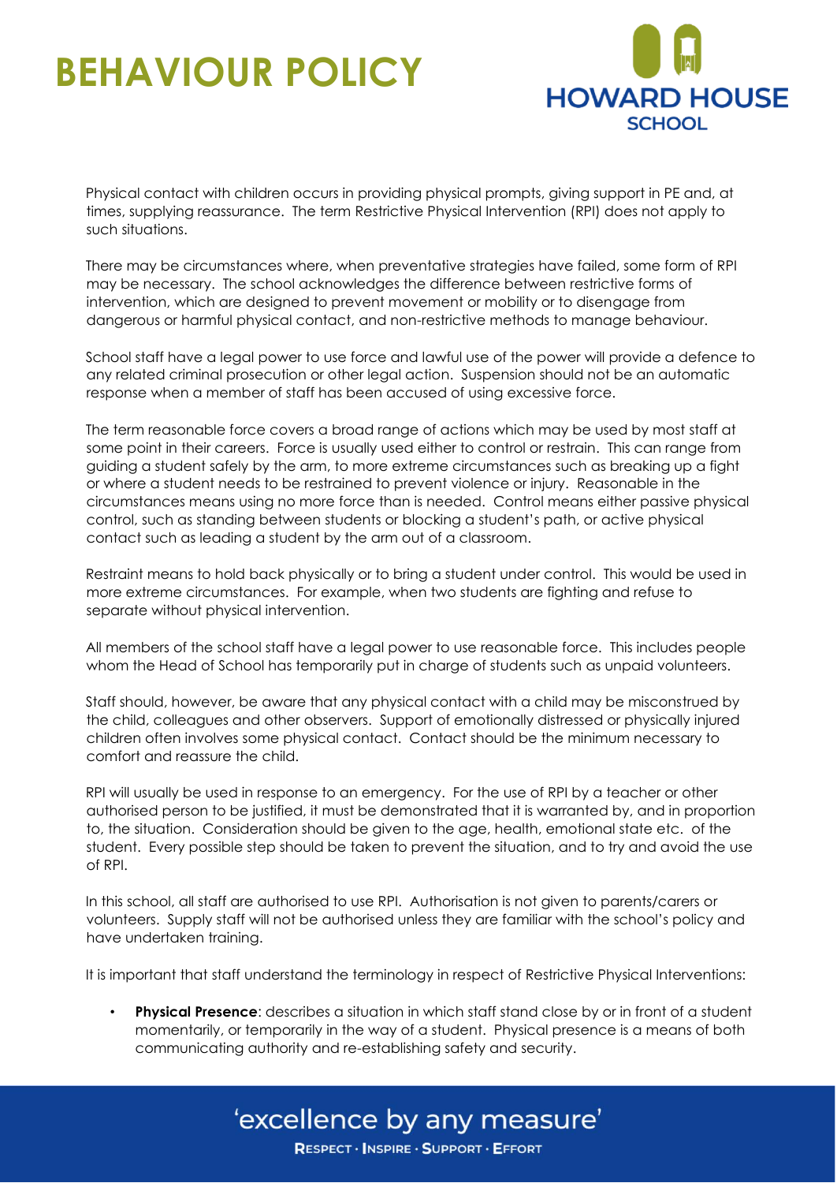Physical contact with children occurs in providing physical prompts, giving support in PE and, at times, supplying reassurance. The term Restrictive Physical Intervention (RPI) does not apply to such situations.

There may be circumstances where, when preventative strategies have failed, some form of RPI may be necessary. The school acknowledges the difference between restrictive forms of intervention, which are designed to prevent movement or mobility or to disengage from dangerous or harmful physical contact, and non-restrictive methods to manage behaviour.

School staff have a legal power to use force and lawful use of the power will provide a defence to any related criminal prosecution or other legal action. Suspension should not be an automatic response when a member of staff has been accused of using excessive force.

The term reasonable force covers a broad range of actions which may be used by most staff at some point in their careers. Force is usually used either to control or restrain. This can range from guiding a student safely by the arm, to more extreme circumstances such as breaking up a fight or where a student needs to be restrained to prevent violence or injury. Reasonable in the circumstances means using no more force than is needed. Control means either passive physical control, such as standing between students or blocking a student's path, or active physical contact such as leading a student by the arm out of a classroom.

Restraint means to hold back physically or to bring a student under control. This would be used in more extreme circumstances. For example, when two students are fighting and refuse to separate without physical intervention.

All members of the school staff have a legal power to use reasonable force. This includes people whom the Head of School has temporarily put in charge of students such as unpaid volunteers.

Staff should, however, be aware that any physical contact with a child may be misconstrued by the child, colleagues and other observers. Support of emotionally distressed or physically injured children often involves some physical contact. Contact should be the minimum necessary to comfort and reassure the child.

RPI will usually be used in response to an emergency. For the use of RPI by a teacher or other authorised person to be justified, it must be demonstrated that it is warranted by, and in proportion to, the situation. Consideration should be given to the age, health, emotional state etc. of the student. Every possible step should be taken to prevent the situation, and to try and avoid the use of RPI.

In this school, all staff are authorised to use RPI. Authorisation is not given to parents/carers or volunteers. Supply staff will not be authorised unless they are familiar with the school's policy and have undertaken training.

It is important that staff understand the terminology in respect of Restrictive Physical Interventions:

- **Physical Presence**: describes a situation in which staff stand close by or in front of a student momentarily, or temporarily in the way of a student. Physical presence is a means of both communicating authority and re-establishing safety and security.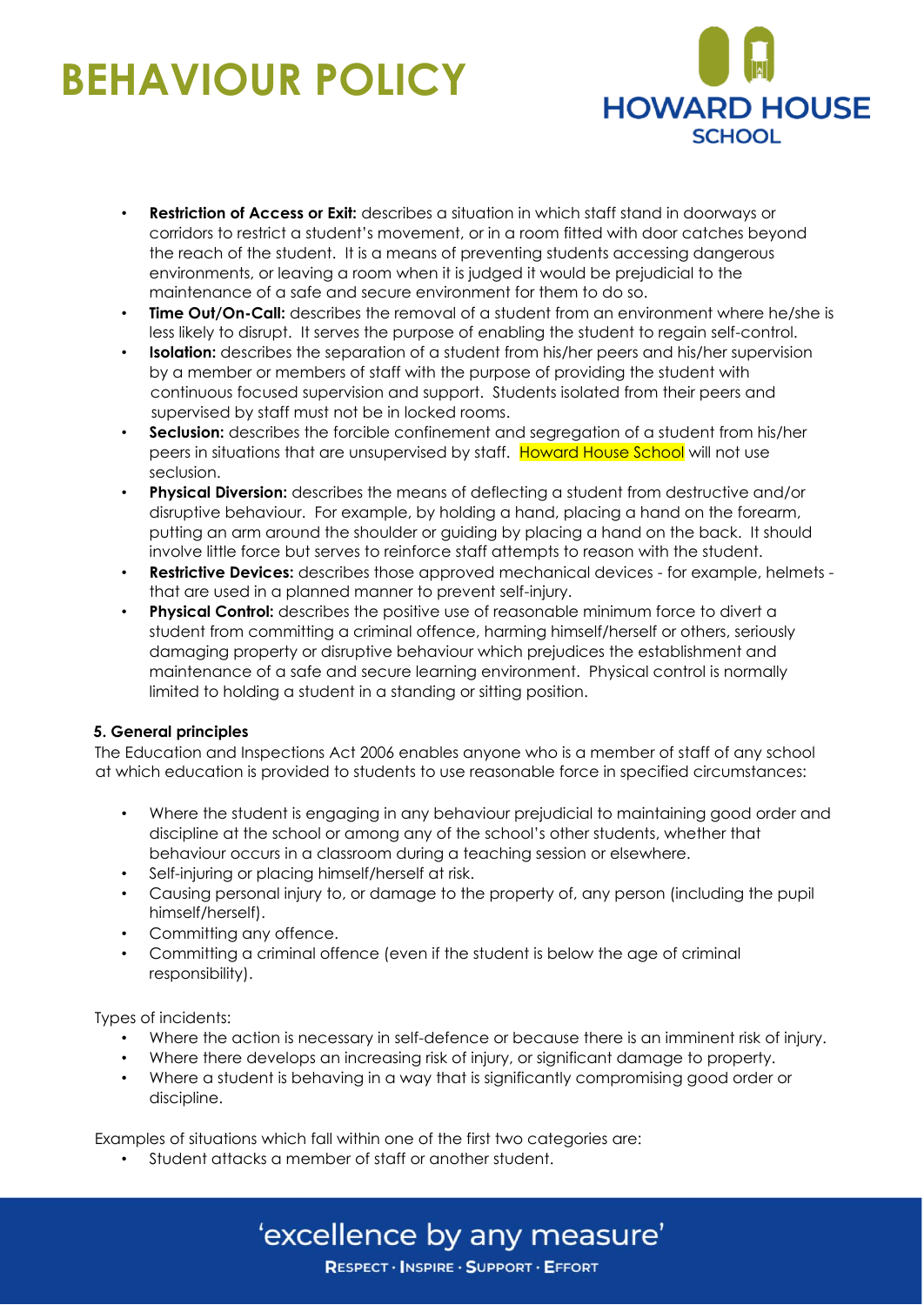- **Restriction of Access or Exit:** describes a situation in which staff stand in doorways or corridors to restrict a student's movement, or in a room fitted with door catches beyond the reach of the student. It is a means of preventing students accessing dangerous environments, or leaving a room when it is judged it would be prejudicial to the maintenance of a safe and secure environment for them to do so.
- **Time Out/On-Call:** describes the removal of a student from an environment where he/she is less likely to disrupt. It serves the purpose of enabling the student to regain self-control.
- **Isolation:** describes the separation of a student from his/her peers and his/her supervision by a member or members of staff with the purpose of providing the student with continuous focused supervision and support. Students isolated from their peers and supervised by staff must not be in locked rooms.
- **Seclusion:** describes the forcible confinement and segregation of a student from his/her peers in situations that are unsupervised by staff. Howard House School will not use seclusion.
- **Physical Diversion:** describes the means of deflecting a student from destructive and/or disruptive behaviour. For example, by holding a hand, placing a hand on the forearm, putting an arm around the shoulder or guiding by placing a hand on the back. It should involve little force but serves to reinforce staff attempts to reason with the student.
- **Restrictive Devices:** describes those approved mechanical devices - for example, helmets - that are used in a planned manner to prevent self-injury.
- **Physical Control:** describes the positive use of reasonable minimum force to divert a student from committing a criminal offence, harming himself/herself or others, seriously damaging property or disruptive behaviour which prejudices the establishment and maintenance of a safe and secure learning environment. Physical control is normally limited to holding a student in a standing or sitting position.

### 5. General principles

The Education and Inspections Act 2006 enables anyone who is a member of staff of any school at which education is provided to students to use reasonable force in specified circumstances:

- Where the student is engaging in any behaviour prejudicial to maintaining good order and discipline at the school or among any of the school's other students, whether that behaviour occurs in a classroom during a teaching session or elsewhere.
- Self-injuring or placing himself/herself at risk.
- Causing personal injury to, or damage to the property of, any person (including the pupil himself/herself).
- Committing any offence.
- Committing a criminal offence (even if the student is below the age of criminal responsibility).

Types of incidents:

- Where the action is necessary in self-defence or because there is an imminent risk of injury.
- Where there develops an increasing risk of injury, or significant damage to property.
- Where a student is behaving in a way that is significantly compromising good order or discipline.

Examples of situations which fall within one of the first two categories are:

- Student attacks a member of staff or another student.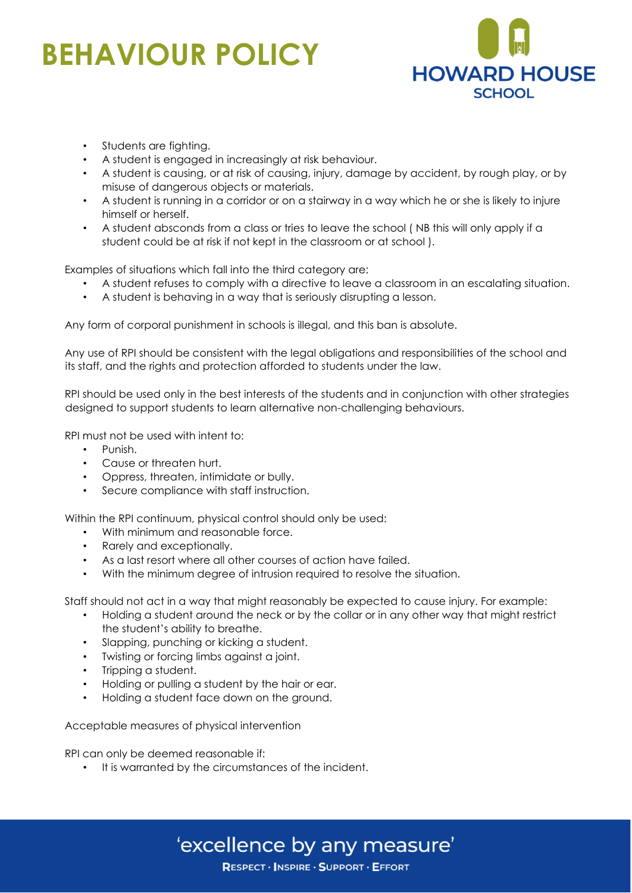- Students are fighting.
- A student is engaged in increasingly at risk behaviour.
- A student is causing, or at risk of causing, injury, damage by accident, by rough play, or by misuse of dangerous objects or materials.
- A student is running in a corridor or on a stairway in a way which he or she is likely to injure himself or herself.
- A student absconds from a class or tries to leave the school ( NB this will only apply if a student could be at risk if not kept in the classroom or at school ).

Examples of situations which fall into the third category are:

- A student refuses to comply with a directive to leave a classroom in an escalating situation.
- A student is behaving in a way that is seriously disrupting a lesson.

Any form of corporal punishment in schools is illegal, and this ban is absolute.

Any use of RPI should be consistent with the legal obligations and responsibilities of the school and its staff, and the rights and protection afforded to students under the law.

RPI should be used only in the best interests of the students and in conjunction with other strategies designed to support students to learn alternative non-challenging behaviours.

RPI must not be used with intent to:

- Punish.
- Cause or threaten hurt.
- Oppress, threaten, intimidate or bully.
- Secure compliance with staff instruction.

Within the RPI continuum, physical control should only be used:

- With minimum and reasonable force.
- Rarely and exceptionally.
- As a last resort where all other courses of action have failed.
- With the minimum degree of intrusion required to resolve the situation.

Staff should not act in a way that might reasonably be expected to cause injury. For example:

- Holding a student around the neck or by the collar or in any other way that might restrict the student's ability to breathe.
- Slapping, punching or kicking a student.
- Twisting or forcing limbs against a joint.
- Tripping a student.
- Holding or pulling a student by the hair or ear.
- Holding a student face down on the ground.

Acceptable measures of physical intervention

RPI can only be deemed reasonable if:

- It is warranted by the circumstances of the incident.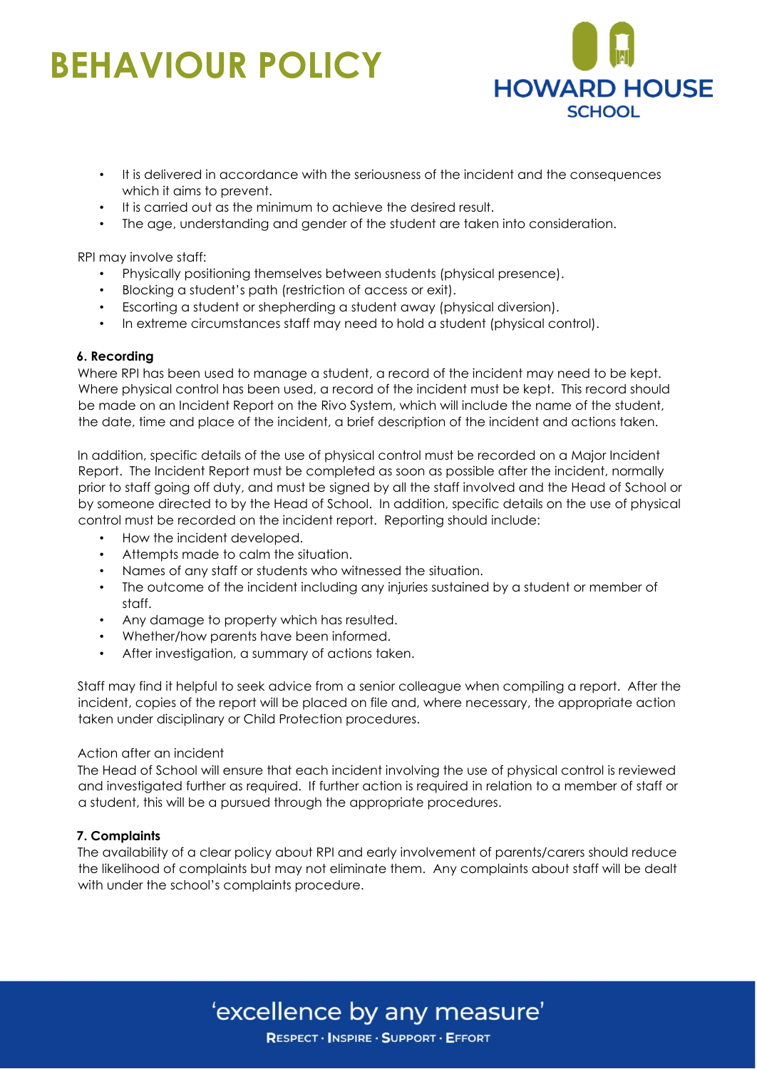- It is delivered in accordance with the seriousness of the incident and the consequences which it aims to prevent.
- It is carried out as the minimum to achieve the desired result.
- The age, understanding and gender of the student are taken into consideration.

RPI may involve staff:

- Physically positioning themselves between students (physical presence).
- Blocking a student's path (restriction of access or exit).
- Escorting a student or shepherding a student away (physical diversion).
- In extreme circumstances staff may need to hold a student (physical control).

**6. Recording**

Where RPI has been used to manage a student, a record of the incident may need to be kept. Where physical control has been used, a record of the incident must be kept. This record should be made on an Incident Report on the Rivo System, which will include the name of the student, the date, time and place of the incident, a brief description of the incident and actions taken.

In addition, specific details of the use of physical control must be recorded on a Major Incident Report. The Incident Report must be completed as soon as possible after the incident, normally prior to staff going off duty, and must be signed by all the staff involved and the Head of School or by someone directed to by the Head of School. In addition, specific details on the use of physical control must be recorded on the incident report. Reporting should include:

- How the incident developed.
- Attempts made to calm the situation.
- Names of any staff or students who witnessed the situation.
- The outcome of the incident including any injuries sustained by a student or member of staff.
- Any damage to property which has resulted.
- Whether/how parents have been informed.
- After investigation, a summary of actions taken.

Staff may find it helpful to seek advice from a senior colleague when compiling a report. After the incident, copies of the report will be placed on file and, where necessary, the appropriate action taken under disciplinary or Child Protection procedures.

Action after an incident

The Head of School will ensure that each incident involving the use of physical control is reviewed and investigated further as required. If further action is required in relation to a member of staff or a student, this will be a pursued through the appropriate procedures.

**7. Complaints**

The availability of a clear policy about RPI and early involvement of parents/carers should reduce the likelihood of complaints but may not eliminate them. Any complaints about staff will be dealt with under the school's complaints procedure.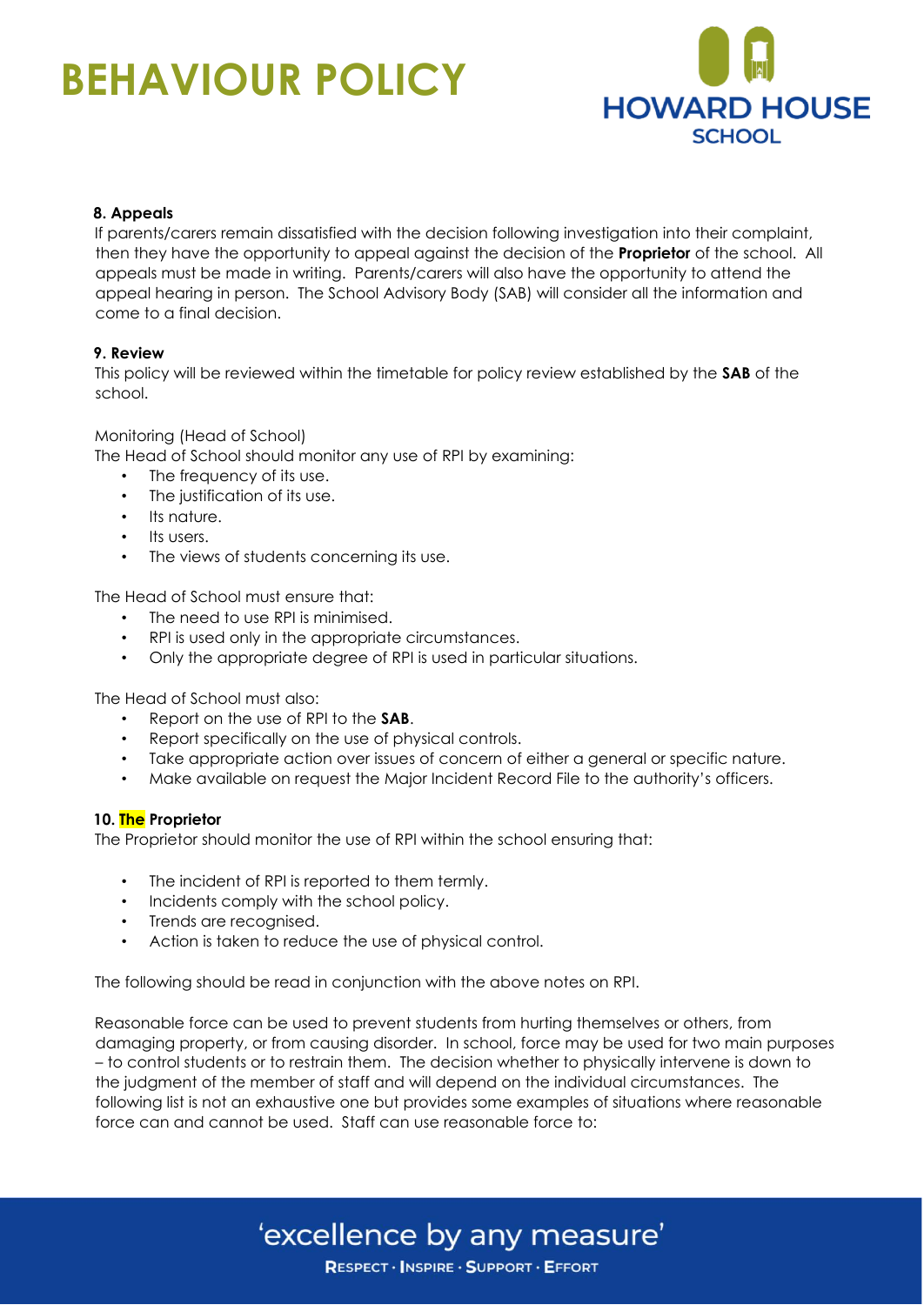### 8. Appeals

If parents/carers remain dissatisfied with the decision following investigation into their complaint, then they have the opportunity to appeal against the decision of the **Proprietor** of the school. All appeals must be made in writing. Parents/carers will also have the opportunity to attend the appeal hearing in person. The School Advisory Body (SAB) will consider all the information and come to a final decision.

### 9. Review

This policy will be reviewed within the timetable for policy review established by the **SAB** of the school.

Monitoring (Head of School)

The Head of School should monitor any use of RPI by examining:

- The frequency of its use.
- The justification of its use.
- Its nature.
- Its users.
- The views of students concerning its use.

The Head of School must ensure that:

- The need to use RPI is minimised.
- RPI is used only in the appropriate circumstances.
- Only the appropriate degree of RPI is used in particular situations.

The Head of School must also:

- Report on the use of RPI to the **SAB**.
- Report specifically on the use of physical controls.
- Take appropriate action over issues of concern of either a general or specific nature.
- Make available on request the Major Incident Record File to the authority's officers.

### 10. The Proprietor

The Proprietor should monitor the use of RPI within the school ensuring that:

- The incident of RPI is reported to them termly.
- Incidents comply with the school policy.
- Trends are recognised.
- Action is taken to reduce the use of physical control.

The following should be read in conjunction with the above notes on RPI.

Reasonable force can be used to prevent students from hurting themselves or others, from damaging property, or from causing disorder. In school, force may be used for two main purposes – to control students or to restrain them. The decision whether to physically intervene is down to the judgment of the member of staff and will depend on the individual circumstances. The following list is not an exhaustive one but provides some examples of situations where reasonable force can and cannot be used. Staff can use reasonable force to: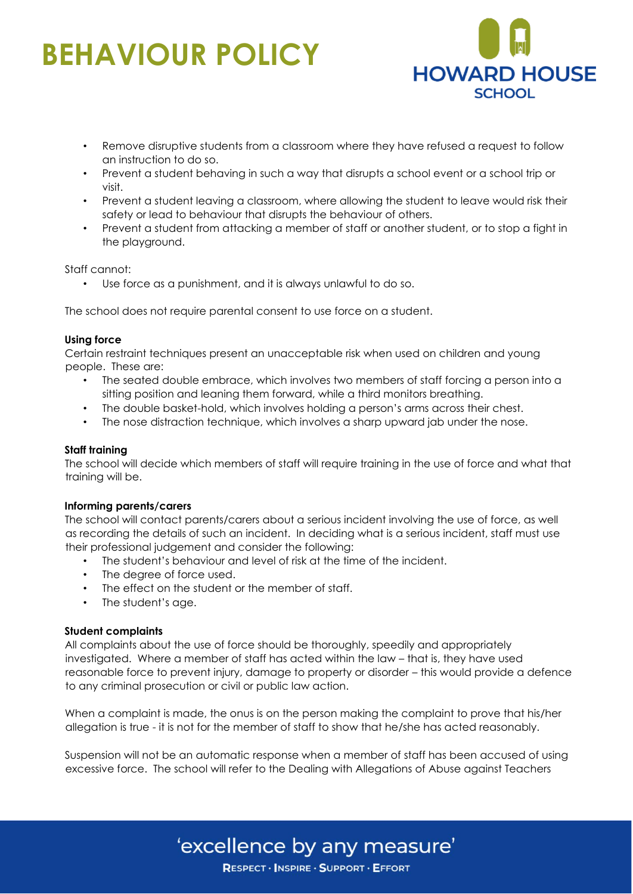- Remove disruptive students from a classroom where they have refused a request to follow an instruction to do so.
- Prevent a student behaving in such a way that disrupts a school event or a school trip or visit.
- Prevent a student leaving a classroom, where allowing the student to leave would risk their safety or lead to behaviour that disrupts the behaviour of others.
- Prevent a student from attacking a member of staff or another student, or to stop a fight in the playground.

Staff cannot:

- Use force as a punishment, and it is always unlawful to do so.

The school does not require parental consent to use force on a student.

**Using force**

Certain restraint techniques present an unacceptable risk when used on children and young people. These are:

- The seated double embrace, which involves two members of staff forcing a person into a sitting position and leaning them forward, while a third monitors breathing.
- The double basket-hold, which involves holding a person's arms across their chest.
- The nose distraction technique, which involves a sharp upward jab under the nose.

**Staff training**

The school will decide which members of staff will require training in the use of force and what that training will be.

**Informing parents/carers**

The school will contact parents/carers about a serious incident involving the use of force, as well as recording the details of such an incident. In deciding what is a serious incident, staff must use their professional judgement and consider the following:

- The student's behaviour and level of risk at the time of the incident.
- The degree of force used.
- The effect on the student or the member of staff.
- The student's age.

**Student complaints**

All complaints about the use of force should be thoroughly, speedily and appropriately investigated. Where a member of staff has acted within the law – that is, they have used reasonable force to prevent injury, damage to property or disorder – this would provide a defence to any criminal prosecution or civil or public law action.

When a complaint is made, the onus is on the person making the complaint to prove that his/her allegation is true - it is not for the member of staff to show that he/she has acted reasonably.

Suspension will not be an automatic response when a member of staff has been accused of using excessive force. The school will refer to the Dealing with Allegations of Abuse against Teachers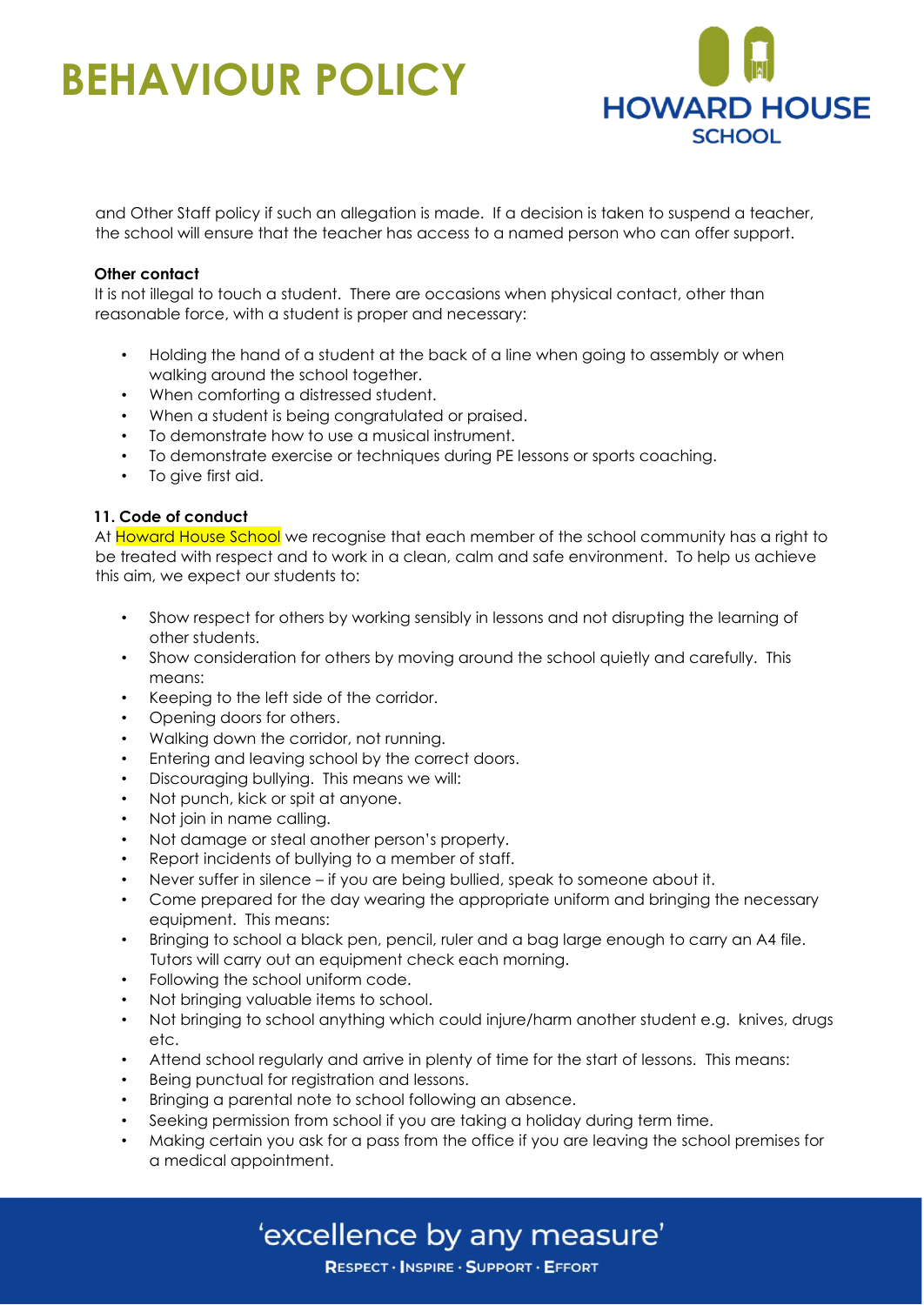and Other Staff policy if such an allegation is made. If a decision is taken to suspend a teacher, the school will ensure that the teacher has access to a named person who can offer support.

**Other contact**

It is not illegal to touch a student. There are occasions when physical contact, other than reasonable force, with a student is proper and necessary:

- Holding the hand of a student at the back of a line when going to assembly or when walking around the school together.
- When comforting a distressed student.
- When a student is being congratulated or praised.
- To demonstrate how to use a musical instrument.
- To demonstrate exercise or techniques during PE lessons or sports coaching.
- To give first aid.

**11. Code of conduct**

At Howard House School we recognise that each member of the school community has a right to be treated with respect and to work in a clean, calm and safe environment. To help us achieve this aim, we expect our students to:

- Show respect for others by working sensibly in lessons and not disrupting the learning of other students.
- Show consideration for others by moving around the school quietly and carefully. This means:
- Keeping to the left side of the corridor.
- Opening doors for others.
- Walking down the corridor, not running.
- Entering and leaving school by the correct doors.
- Discouraging bullying. This means we will:
- Not punch, kick or spit at anyone.
- Not join in name calling.
- Not damage or steal another person's property.
- Report incidents of bullying to a member of staff.
- Never suffer in silence – if you are being bullied, speak to someone about it.
- Come prepared for the day wearing the appropriate uniform and bringing the necessary equipment. This means:
- Bringing to school a black pen, pencil, ruler and a bag large enough to carry an A4 file. Tutors will carry out an equipment check each morning.
- Following the school uniform code.
- Not bringing valuable items to school.
- Not bringing to school anything which could injure/harm another student e.g. knives, drugs etc.
- Attend school regularly and arrive in plenty of time for the start of lessons. This means:
- Being punctual for registration and lessons.
- Bringing a parental note to school following an absence.
- Seeking permission from school if you are taking a holiday during term time.
- Making certain you ask for a pass from the office if you are leaving the school premises for a medical appointment.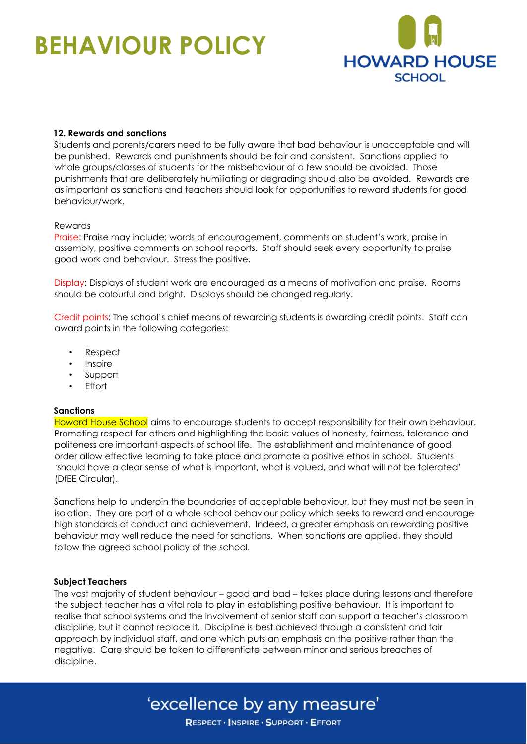### 12. Rewards and sanctions

Students and parents/carers need to be fully aware that bad behaviour is unacceptable and will be punished. Rewards and punishments should be fair and consistent. Sanctions applied to whole groups/classes of students for the misbehaviour of a few should be avoided. Those punishments that are deliberately humiliating or degrading should also be avoided. Rewards are as important as sanctions and teachers should look for opportunities to reward students for good behaviour/work.

Rewards

Praise: Praise may include: words of encouragement, comments on student's work, praise in assembly, positive comments on school reports. Staff should seek every opportunity to praise good work and behaviour. Stress the positive.

Display: Displays of student work are encouraged as a means of motivation and praise. Rooms should be colourful and bright. Displays should be changed regularly.

Credit points: The school's chief means of rewarding students is awarding credit points. Staff can award points in the following categories:

- Respect
- Inspire
- Support
- Effort

**Sanctions**

Howard House School aims to encourage students to accept responsibility for their own behaviour. Promoting respect for others and highlighting the basic values of honesty, fairness, tolerance and politeness are important aspects of school life. The establishment and maintenance of good order allow effective learning to take place and promote a positive ethos in school. Students 'should have a clear sense of what is important, what is valued, and what will not be tolerated' (DfEE Circular).

Sanctions help to underpin the boundaries of acceptable behaviour, but they must not be seen in isolation. They are part of a whole school behaviour policy which seeks to reward and encourage high standards of conduct and achievement. Indeed, a greater emphasis on rewarding positive behaviour may well reduce the need for sanctions. When sanctions are applied, they should follow the agreed school policy of the school.

**Subject Teachers**

The vast majority of student behaviour – good and bad – takes place during lessons and therefore the subject teacher has a vital role to play in establishing positive behaviour. It is important to realise that school systems and the involvement of senior staff can support a teacher's classroom discipline, but it cannot replace it. Discipline is best achieved through a consistent and fair approach by individual staff, and one which puts an emphasis on the positive rather than the negative. Care should be taken to differentiate between minor and serious breaches of discipline.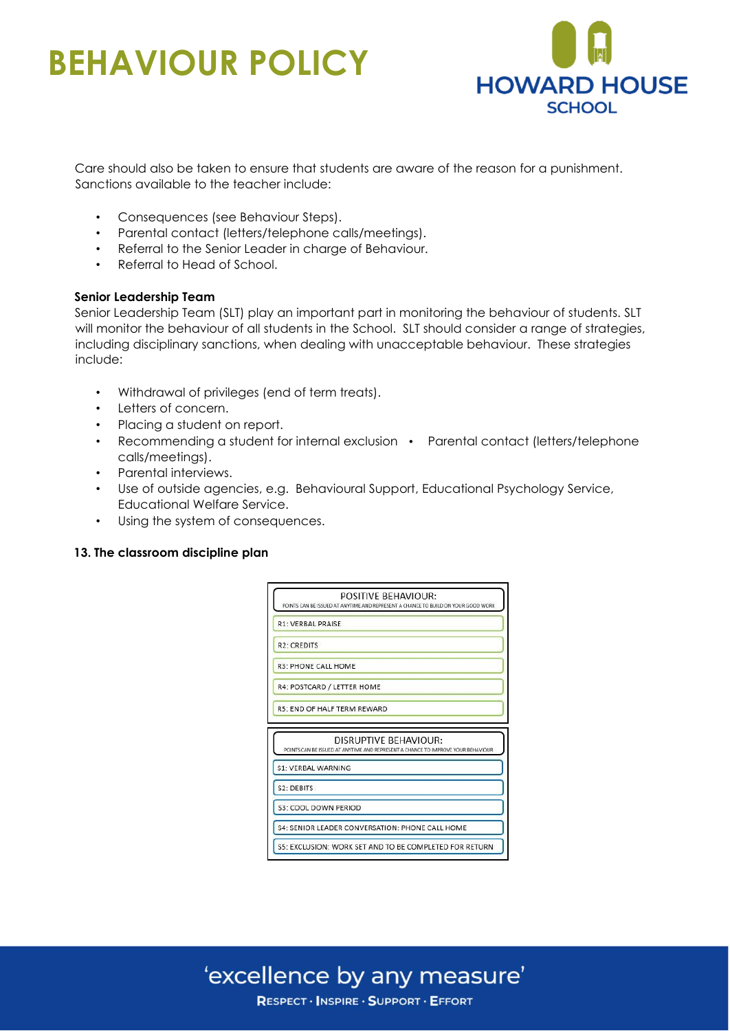Care should also be taken to ensure that students are aware of the reason for a punishment. Sanctions available to the teacher include:

- Consequences (see Behaviour Steps).
- Parental contact (letters/telephone calls/meetings).
- Referral to the Senior Leader in charge of Behaviour.
- Referral to Head of School.

**Senior Leadership Team**

Senior Leadership Team (SLT) play an important part in monitoring the behaviour of students. SLT will monitor the behaviour of all students in the School. SLT should consider a range of strategies, including disciplinary sanctions, when dealing with unacceptable behaviour. These strategies include:

- Withdrawal of privileges (end of term treats).
- Letters of concern.
- Placing a student on report.
- Recommending a student for internal exclusion
- Parental contact (letters/telephone calls/meetings).
- Parental interviews.
- Use of outside agencies, e.g. Behavioural Support, Educational Psychology Service, Educational Welfare Service.
- Using the system of consequences.

**13. The classroom discipline plan**

| POSITIVE BEHAVIOUR: POINTS CAN BE ISSUED AT ANYTIME AND REPRESENT A CHANCE TO BUILD ON YOUR GOOD WORK |
| --- |
| R1: VERBAL PRAISE |
| R2: CREDITS |
| R3: PHONE CALL HOME |
| R4: POSTCARD / LETTER HOME |
| R5: END OF HALF TERM REWARD |

| DISRUPTIVE BEHAVIOUR: POINTS CAN BE ISSUED AT ANYTIME AND REPRESENT A CHANCE TO IMPROVE YOUR BEHAVIOUR |
| --- |
| S1: VERBAL WARNING |
| S2: DEBITS |
| S3: COOL DOWN PERIOD |
| S4: SENIOR LEADER CONVERSATION: PHONE CALL HOME |
| S5: EXCLUSION: WORK SET AND TO BE COMPLETED FOR RETURN |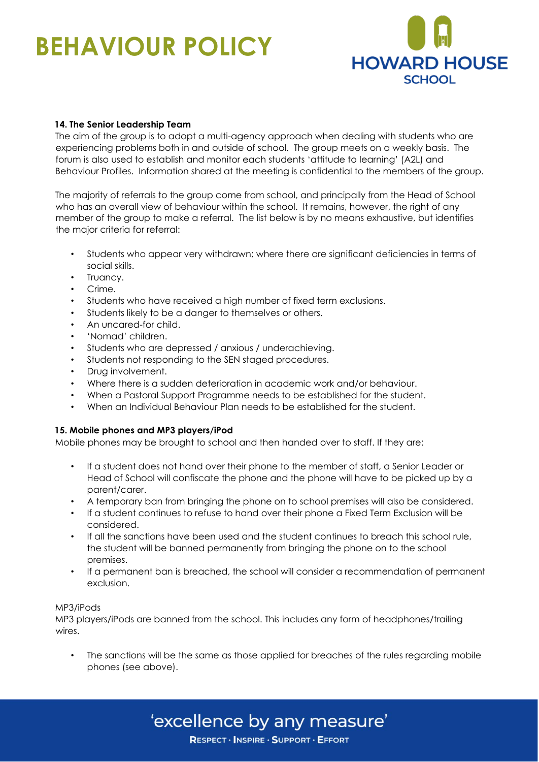### 14. The Senior Leadership Team

The aim of the group is to adopt a multi-agency approach when dealing with students who are experiencing problems both in and outside of school. The group meets on a weekly basis. The forum is also used to establish and monitor each students 'attitude to learning' (A2L) and Behaviour Profiles. Information shared at the meeting is confidential to the members of the group.

The majority of referrals to the group come from school, and principally from the Head of School who has an overall view of behaviour within the school. It remains, however, the right of any member of the group to make a referral. The list below is by no means exhaustive, but identifies the major criteria for referral:

- Students who appear very withdrawn; where there are significant deficiencies in terms of social skills.
- Truancy.
- Crime.
- Students who have received a high number of fixed term exclusions.
- Students likely to be a danger to themselves or others.
- An uncared-for child.
- 'Nomad' children.
- Students who are depressed / anxious / underachieving.
- Students not responding to the SEN staged procedures.
- Drug involvement.
- Where there is a sudden deterioration in academic work and/or behaviour.
- When a Pastoral Support Programme needs to be established for the student.
- When an Individual Behaviour Plan needs to be established for the student.

### 15. Mobile phones and MP3 players/iPod

Mobile phones may be brought to school and then handed over to staff. If they are:

- If a student does not hand over their phone to the member of staff, a Senior Leader or Head of School will confiscate the phone and the phone will have to be picked up by a parent/carer.
- A temporary ban from bringing the phone on to school premises will also be considered.
- If a student continues to refuse to hand over their phone a Fixed Term Exclusion will be considered.
- If all the sanctions have been used and the student continues to breach this school rule, the student will be banned permanently from bringing the phone on to the school premises.
- If a permanent ban is breached, the school will consider a recommendation of permanent exclusion.

MP3/iPods

MP3 players/iPods are banned from the school. This includes any form of headphones/trailing wires.

- The sanctions will be the same as those applied for breaches of the rules regarding mobile phones (see above).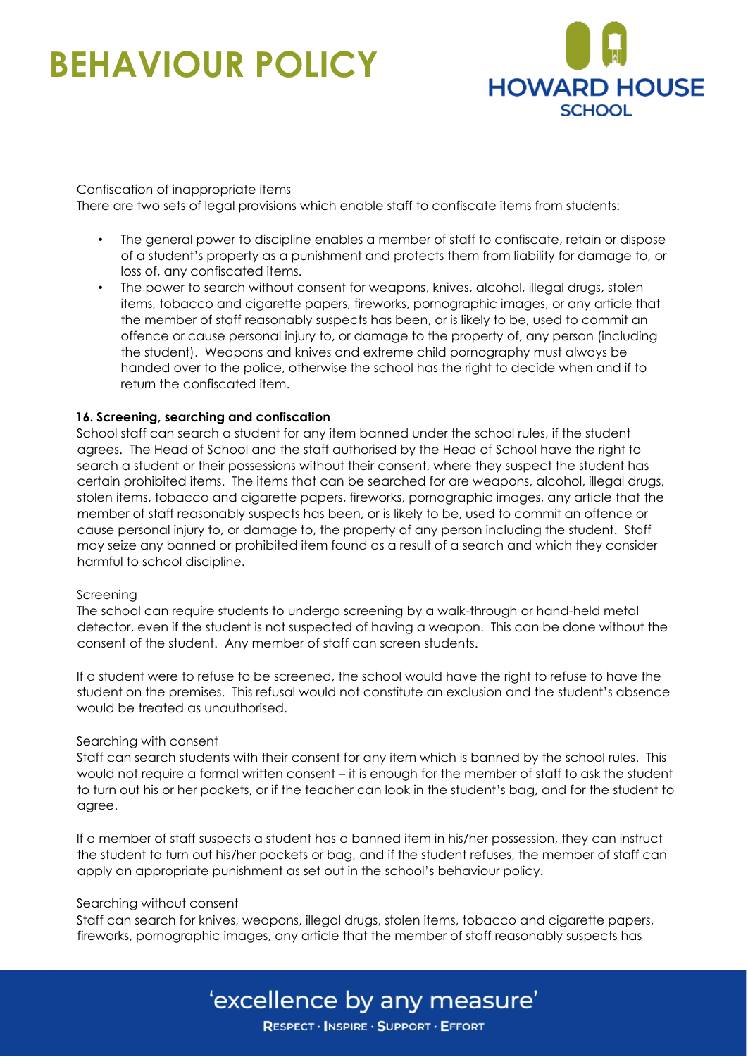Confiscation of inappropriate items

There are two sets of legal provisions which enable staff to confiscate items from students:

- The general power to discipline enables a member of staff to confiscate, retain or dispose of a student's property as a punishment and protects them from liability for damage to, or loss of, any confiscated items.
- The power to search without consent for weapons, knives, alcohol, illegal drugs, stolen items, tobacco and cigarette papers, fireworks, pornographic images, or any article that the member of staff reasonably suspects has been, or is likely to be, used to commit an offence or cause personal injury to, or damage to the property of, any person (including the student). Weapons and knives and extreme child pornography must always be handed over to the police, otherwise the school has the right to decide when and if to return the confiscated item.

**16. Screening, searching and confiscation**

School staff can search a student for any item banned under the school rules, if the student agrees. The Head of School and the staff authorised by the Head of School have the right to search a student or their possessions without their consent, where they suspect the student has certain prohibited items. The items that can be searched for are weapons, alcohol, illegal drugs, stolen items, tobacco and cigarette papers, fireworks, pornographic images, any article that the member of staff reasonably suspects has been, or is likely to be, used to commit an offence or cause personal injury to, or damage to, the property of any person including the student. Staff may seize any banned or prohibited item found as a result of a search and which they consider harmful to school discipline.

Screening

The school can require students to undergo screening by a walk-through or hand-held metal detector, even if the student is not suspected of having a weapon. This can be done without the consent of the student. Any member of staff can screen students.

If a student were to refuse to be screened, the school would have the right to refuse to have the student on the premises. This refusal would not constitute an exclusion and the student's absence would be treated as unauthorised.

Searching with consent

Staff can search students with their consent for any item which is banned by the school rules. This would not require a formal written consent – it is enough for the member of staff to ask the student to turn out his or her pockets, or if the teacher can look in the student's bag, and for the student to agree.

If a member of staff suspects a student has a banned item in his/her possession, they can instruct the student to turn out his/her pockets or bag, and if the student refuses, the member of staff can apply an appropriate punishment as set out in the school's behaviour policy.

Searching without consent

Staff can search for knives, weapons, illegal drugs, stolen items, tobacco and cigarette papers, fireworks, pornographic images, any article that the member of staff reasonably suspects has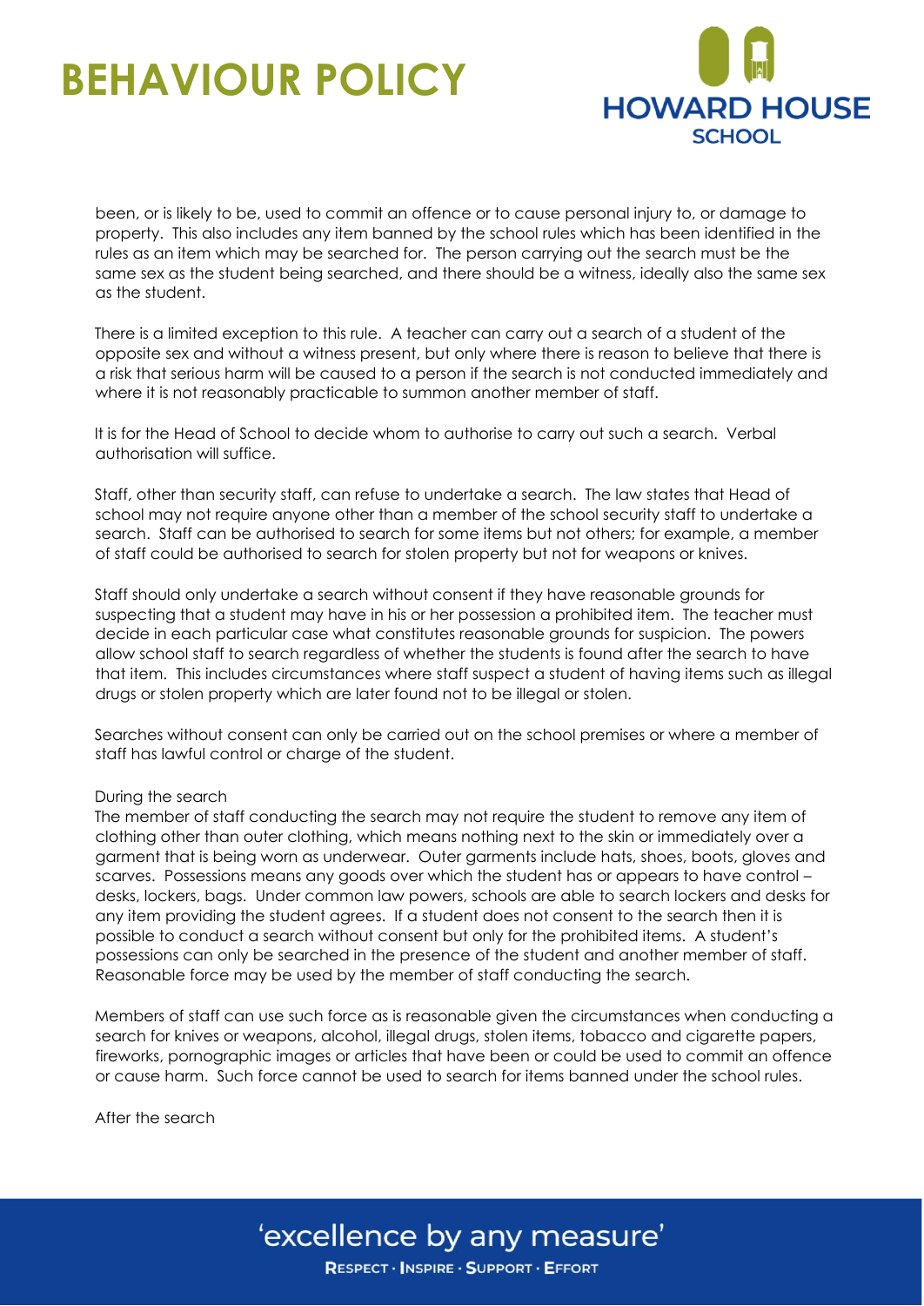been, or is likely to be, used to commit an offence or to cause personal injury to, or damage to property. This also includes any item banned by the school rules which has been identified in the rules as an item which may be searched for. The person carrying out the search must be the same sex as the student being searched, and there should be a witness, ideally also the same sex as the student.

There is a limited exception to this rule. A teacher can carry out a search of a student of the opposite sex and without a witness present, but only where there is reason to believe that there is a risk that serious harm will be caused to a person if the search is not conducted immediately and where it is not reasonably practicable to summon another member of staff.

It is for the Head of School to decide whom to authorise to carry out such a search. Verbal authorisation will suffice.

Staff, other than security staff, can refuse to undertake a search. The law states that Head of school may not require anyone other than a member of the school security staff to undertake a search. Staff can be authorised to search for some items but not others; for example, a member of staff could be authorised to search for stolen property but not for weapons or knives.

Staff should only undertake a search without consent if they have reasonable grounds for suspecting that a student may have in his or her possession a prohibited item. The teacher must decide in each particular case what constitutes reasonable grounds for suspicion. The powers allow school staff to search regardless of whether the students is found after the search to have that item. This includes circumstances where staff suspect a student of having items such as illegal drugs or stolen property which are later found not to be illegal or stolen.

Searches without consent can only be carried out on the school premises or where a member of staff has lawful control or charge of the student.

During the search

The member of staff conducting the search may not require the student to remove any item of clothing other than outer clothing, which means nothing next to the skin or immediately over a garment that is being worn as underwear. Outer garments include hats, shoes, boots, gloves and scarves. Possessions means any goods over which the student has or appears to have control – desks, lockers, bags. Under common law powers, schools are able to search lockers and desks for any item providing the student agrees. If a student does not consent to the search then it is possible to conduct a search without consent but only for the prohibited items. A student's possessions can only be searched in the presence of the student and another member of staff. Reasonable force may be used by the member of staff conducting the search.

Members of staff can use such force as is reasonable given the circumstances when conducting a search for knives or weapons, alcohol, illegal drugs, stolen items, tobacco and cigarette papers, fireworks, pornographic images or articles that have been or could be used to commit an offence or cause harm. Such force cannot be used to search for items banned under the school rules.

After the search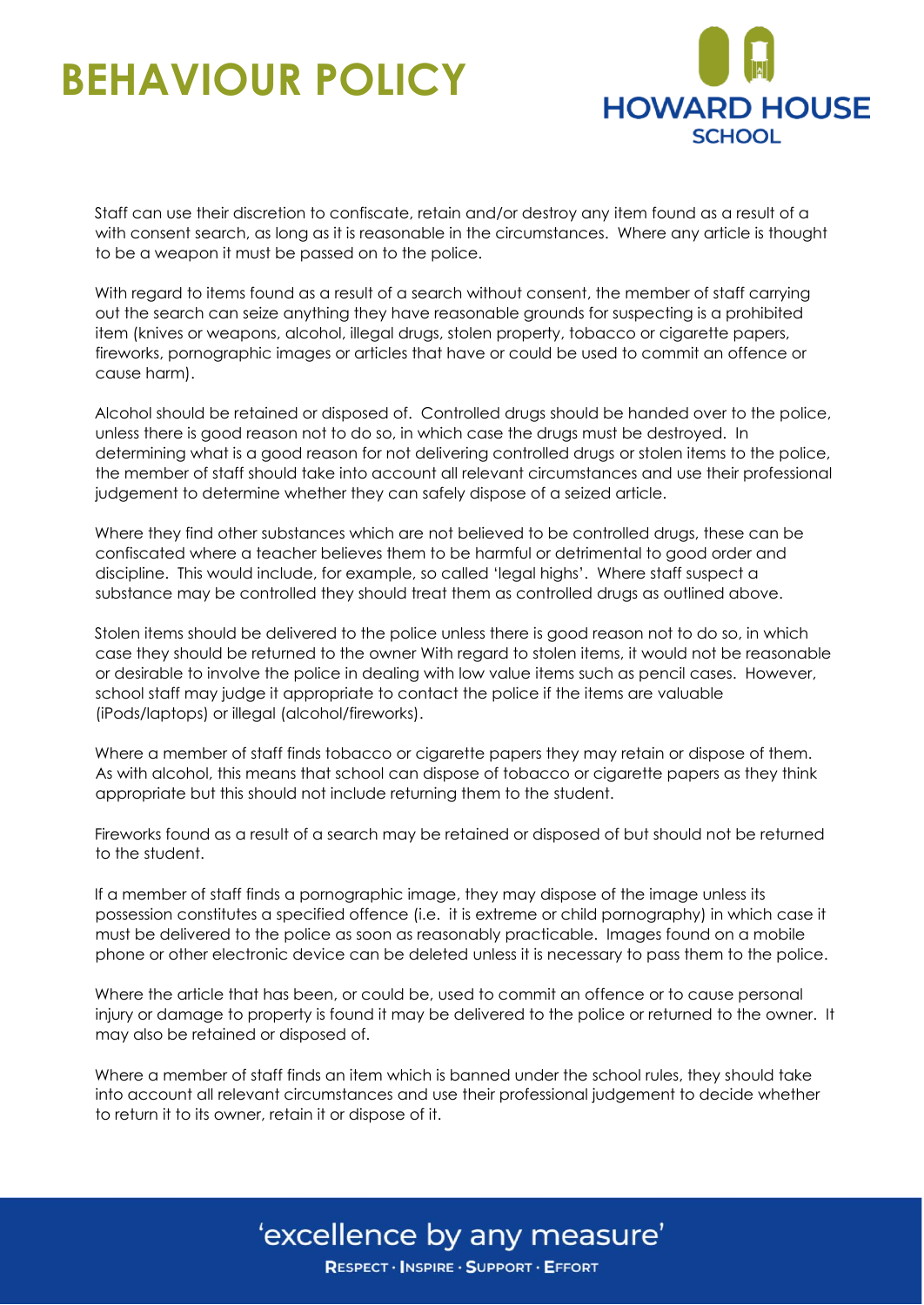Staff can use their discretion to confiscate, retain and/or destroy any item found as a result of a with consent search, as long as it is reasonable in the circumstances. Where any article is thought to be a weapon it must be passed on to the police.

With regard to items found as a result of a search without consent, the member of staff carrying out the search can seize anything they have reasonable grounds for suspecting is a prohibited item (knives or weapons, alcohol, illegal drugs, stolen property, tobacco or cigarette papers, fireworks, pornographic images or articles that have or could be used to commit an offence or cause harm).

Alcohol should be retained or disposed of. Controlled drugs should be handed over to the police, unless there is good reason not to do so, in which case the drugs must be destroyed. In determining what is a good reason for not delivering controlled drugs or stolen items to the police, the member of staff should take into account all relevant circumstances and use their professional judgement to determine whether they can safely dispose of a seized article.

Where they find other substances which are not believed to be controlled drugs, these can be confiscated where a teacher believes them to be harmful or detrimental to good order and discipline. This would include, for example, so called 'legal highs'. Where staff suspect a substance may be controlled they should treat them as controlled drugs as outlined above.

Stolen items should be delivered to the police unless there is good reason not to do so, in which case they should be returned to the owner With regard to stolen items, it would not be reasonable or desirable to involve the police in dealing with low value items such as pencil cases. However, school staff may judge it appropriate to contact the police if the items are valuable (iPods/laptops) or illegal (alcohol/fireworks).

Where a member of staff finds tobacco or cigarette papers they may retain or dispose of them. As with alcohol, this means that school can dispose of tobacco or cigarette papers as they think appropriate but this should not include returning them to the student.

Fireworks found as a result of a search may be retained or disposed of but should not be returned to the student.

If a member of staff finds a pornographic image, they may dispose of the image unless its possession constitutes a specified offence (i.e. it is extreme or child pornography) in which case it must be delivered to the police as soon as reasonably practicable. Images found on a mobile phone or other electronic device can be deleted unless it is necessary to pass them to the police.

Where the article that has been, or could be, used to commit an offence or to cause personal injury or damage to property is found it may be delivered to the police or returned to the owner. It may also be retained or disposed of.

Where a member of staff finds an item which is banned under the school rules, they should take into account all relevant circumstances and use their professional judgement to decide whether to return it to its owner, retain it or dispose of it.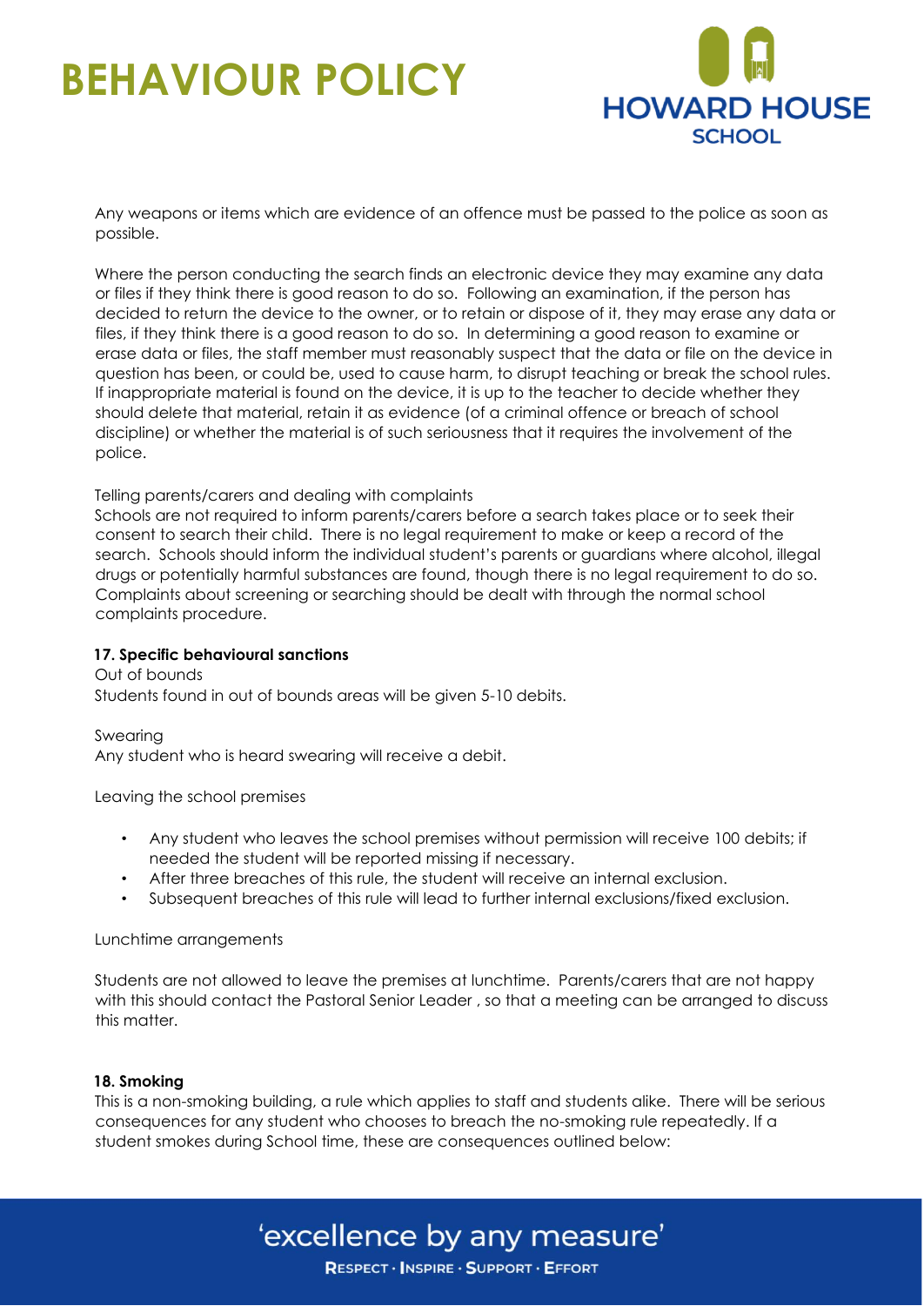Any weapons or items which are evidence of an offence must be passed to the police as soon as possible.

Where the person conducting the search finds an electronic device they may examine any data or files if they think there is good reason to do so. Following an examination, if the person has decided to return the device to the owner, or to retain or dispose of it, they may erase any data or files, if they think there is a good reason to do so. In determining a good reason to examine or erase data or files, the staff member must reasonably suspect that the data or file on the device in question has been, or could be, used to cause harm, to disrupt teaching or break the school rules. If inappropriate material is found on the device, it is up to the teacher to decide whether they should delete that material, retain it as evidence (of a criminal offence or breach of school discipline) or whether the material is of such seriousness that it requires the involvement of the police.

Telling parents/carers and dealing with complaints

Schools are not required to inform parents/carers before a search takes place or to seek their consent to search their child. There is no legal requirement to make or keep a record of the search. Schools should inform the individual student's parents or guardians where alcohol, illegal drugs or potentially harmful substances are found, though there is no legal requirement to do so. Complaints about screening or searching should be dealt with through the normal school complaints procedure.

**17. Specific behavioural sanctions**

Out of bounds

Students found in out of bounds areas will be given 5-10 debits.

Swearing

Any student who is heard swearing will receive a debit.

Leaving the school premises

- Any student who leaves the school premises without permission will receive 100 debits; if needed the student will be reported missing if necessary.
- After three breaches of this rule, the student will receive an internal exclusion.
- Subsequent breaches of this rule will lead to further internal exclusions/fixed exclusion.

Lunchtime arrangements

Students are not allowed to leave the premises at lunchtime. Parents/carers that are not happy with this should contact the Pastoral Senior Leader , so that a meeting can be arranged to discuss this matter.

**18. Smoking**

This is a non-smoking building, a rule which applies to staff and students alike. There will be serious consequences for any student who chooses to breach the no-smoking rule repeatedly. If a student smokes during School time, these are consequences outlined below: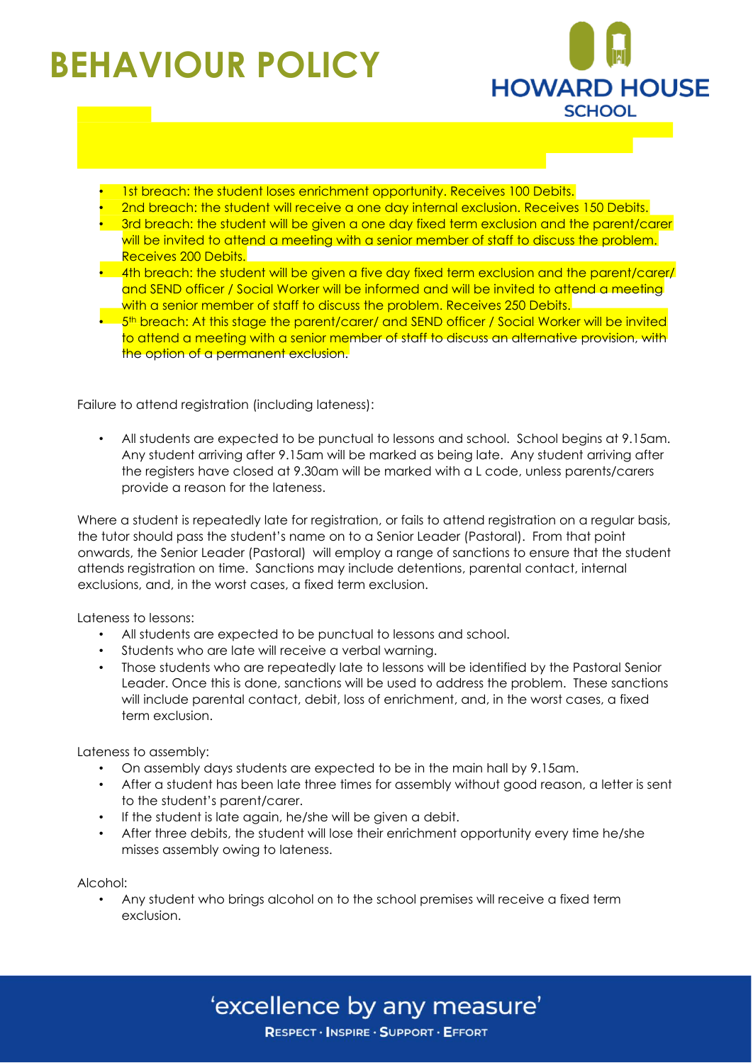- 1st breach: the student loses enrichment opportunity. Receives 100 Debits.
- 2nd breach: the student will receive a one day internal exclusion. Receives 150 Debits.
- 3rd breach: the student will be given a one day fixed term exclusion and the parent/carer will be invited to attend a meeting with a senior member of staff to discuss the problem. Receives 200 Debits.
- 4th breach: the student will be given a five day fixed term exclusion and the parent/carer/ and SEND officer / Social Worker will be informed and will be invited to attend a meeting with a senior member of staff to discuss the problem. Receives 250 Debits.
- 5th breach: At this stage the parent/carer/ and SEND officer / Social Worker will be invited to attend a meeting with a senior member of staff to discuss an alternative provision, with the option of a permanent exclusion.

Failure to attend registration (including lateness):

- All students are expected to be punctual to lessons and school. School begins at 9.15am. Any student arriving after 9.15am will be marked as being late. Any student arriving after the registers have closed at 9.30am will be marked with a L code, unless parents/carers provide a reason for the lateness.

Where a student is repeatedly late for registration, or fails to attend registration on a regular basis, the tutor should pass the student's name on to a Senior Leader (Pastoral). From that point onwards, the Senior Leader (Pastoral) will employ a range of sanctions to ensure that the student attends registration on time. Sanctions may include detentions, parental contact, internal exclusions, and, in the worst cases, a fixed term exclusion.

Lateness to lessons:

- All students are expected to be punctual to lessons and school.
- Students who are late will receive a verbal warning.
- Those students who are repeatedly late to lessons will be identified by the Pastoral Senior Leader. Once this is done, sanctions will be used to address the problem. These sanctions will include parental contact, debit, loss of enrichment, and, in the worst cases, a fixed term exclusion.

Lateness to assembly:

- On assembly days students are expected to be in the main hall by 9.15am.
- After a student has been late three times for assembly without good reason, a letter is sent to the student's parent/carer.
- If the student is late again, he/she will be given a debit.
- After three debits, the student will lose their enrichment opportunity every time he/she misses assembly owing to lateness.

Alcohol:

- Any student who brings alcohol on to the school premises will receive a fixed term exclusion.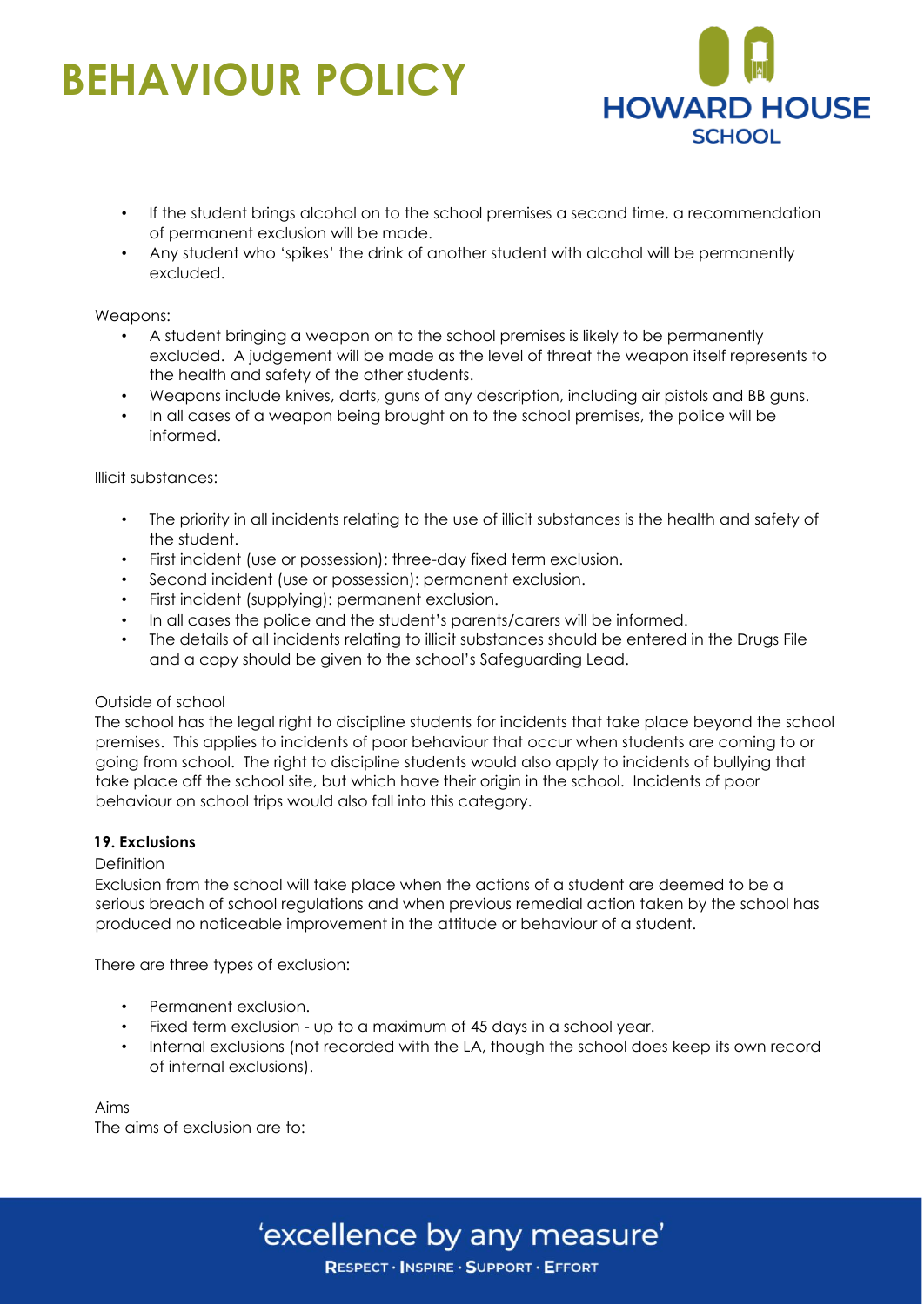- If the student brings alcohol on to the school premises a second time, a recommendation of permanent exclusion will be made.
- Any student who 'spikes' the drink of another student with alcohol will be permanently excluded.

Weapons:

- A student bringing a weapon on to the school premises is likely to be permanently excluded. A judgement will be made as the level of threat the weapon itself represents to the health and safety of the other students.
- Weapons include knives, darts, guns of any description, including air pistols and BB guns.
- In all cases of a weapon being brought on to the school premises, the police will be informed.

Illicit substances:

- The priority in all incidents relating to the use of illicit substances is the health and safety of the student.
- First incident (use or possession): three-day fixed term exclusion.
- Second incident (use or possession): permanent exclusion.
- First incident (supplying): permanent exclusion.
- In all cases the police and the student's parents/carers will be informed.
- The details of all incidents relating to illicit substances should be entered in the Drugs File and a copy should be given to the school's Safeguarding Lead.

Outside of school

The school has the legal right to discipline students for incidents that take place beyond the school premises. This applies to incidents of poor behaviour that occur when students are coming to or going from school. The right to discipline students would also apply to incidents of bullying that take place off the school site, but which have their origin in the school. Incidents of poor behaviour on school trips would also fall into this category.

### 19. Exclusions

Definition

Exclusion from the school will take place when the actions of a student are deemed to be a serious breach of school regulations and when previous remedial action taken by the school has produced no noticeable improvement in the attitude or behaviour of a student.

There are three types of exclusion:

- Permanent exclusion.
- Fixed term exclusion - up to a maximum of 45 days in a school year.
- Internal exclusions (not recorded with the LA, though the school does keep its own record of internal exclusions).

Aims

The aims of exclusion are to: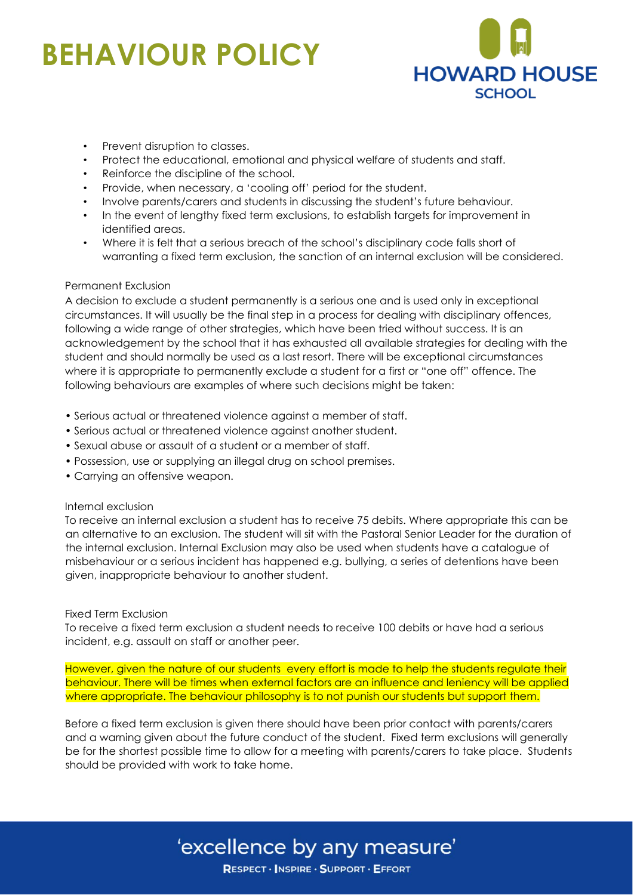- Prevent disruption to classes.
- Protect the educational, emotional and physical welfare of students and staff.
- Reinforce the discipline of the school.
- Provide, when necessary, a 'cooling off' period for the student.
- Involve parents/carers and students in discussing the student's future behaviour.
- In the event of lengthy fixed term exclusions, to establish targets for improvement in identified areas.
- Where it is felt that a serious breach of the school's disciplinary code falls short of warranting a fixed term exclusion, the sanction of an internal exclusion will be considered.

### Permanent Exclusion

A decision to exclude a student permanently is a serious one and is used only in exceptional circumstances. It will usually be the final step in a process for dealing with disciplinary offences, following a wide range of other strategies, which have been tried without success. It is an acknowledgement by the school that it has exhausted all available strategies for dealing with the student and should normally be used as a last resort. There will be exceptional circumstances where it is appropriate to permanently exclude a student for a first or "one off" offence. The following behaviours are examples of where such decisions might be taken:

- Serious actual or threatened violence against a member of staff.
- Serious actual or threatened violence against another student.
- Sexual abuse or assault of a student or a member of staff.
- Possession, use or supplying an illegal drug on school premises.
- Carrying an offensive weapon.

### Internal exclusion

To receive an internal exclusion a student has to receive 75 debits. Where appropriate this can be an alternative to an exclusion. The student will sit with the Pastoral Senior Leader for the duration of the internal exclusion. Internal Exclusion may also be used when students have a catalogue of misbehaviour or a serious incident has happened e.g. bullying, a series of detentions have been given, inappropriate behaviour to another student.

### Fixed Term Exclusion

To receive a fixed term exclusion a student needs to receive 100 debits or have had a serious incident, e.g. assault on staff or another peer.

However, given the nature of our students every effort is made to help the students regulate their behaviour. There will be times when external factors are an influence and leniency will be applied where appropriate. The behaviour philosophy is to not punish our students but support them.

Before a fixed term exclusion is given there should have been prior contact with parents/carers and a warning given about the future conduct of the student. Fixed term exclusions will generally be for the shortest possible time to allow for a meeting with parents/carers to take place. Students should be provided with work to take home.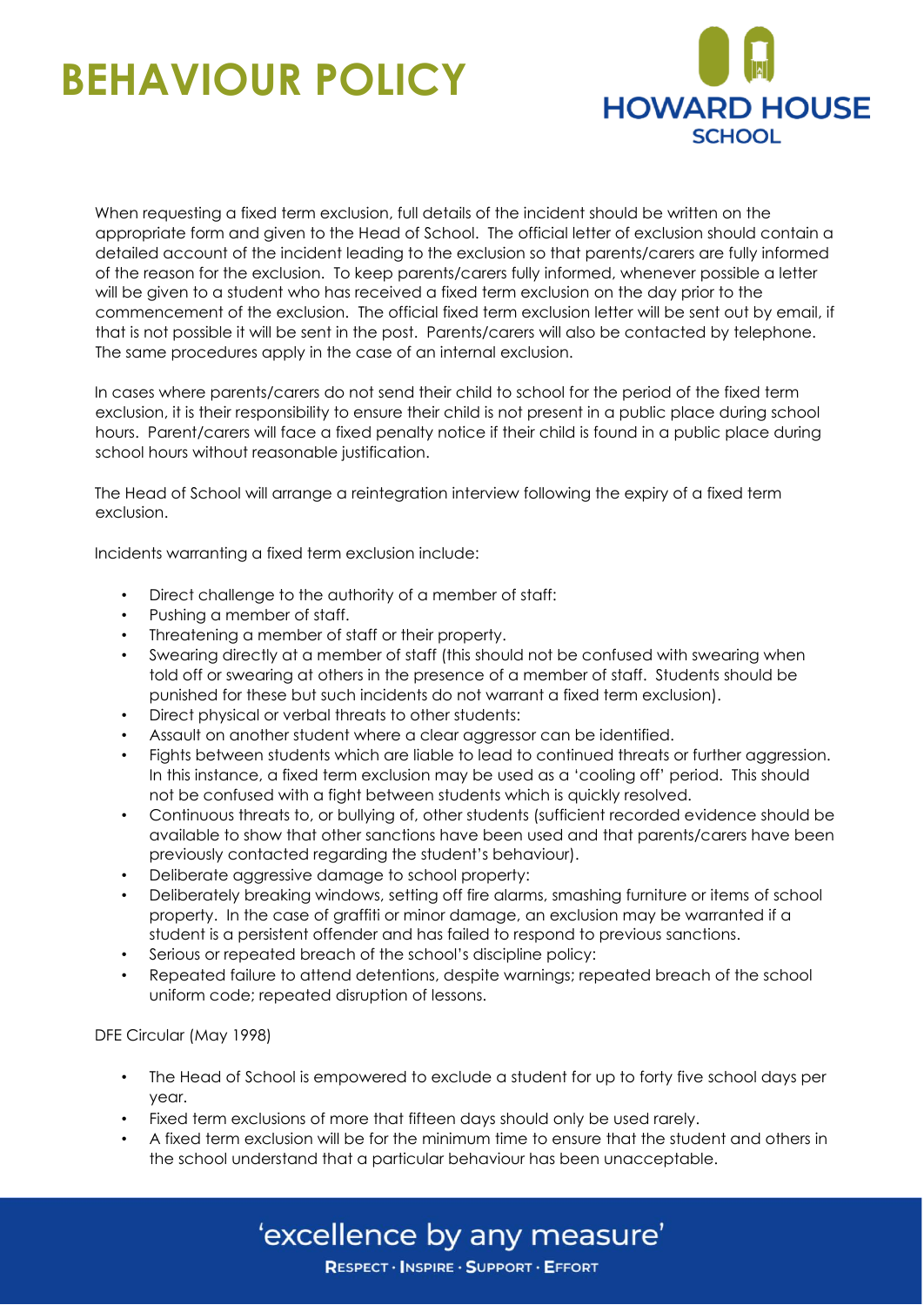When requesting a fixed term exclusion, full details of the incident should be written on the appropriate form and given to the Head of School. The official letter of exclusion should contain a detailed account of the incident leading to the exclusion so that parents/carers are fully informed of the reason for the exclusion. To keep parents/carers fully informed, whenever possible a letter will be given to a student who has received a fixed term exclusion on the day prior to the commencement of the exclusion. The official fixed term exclusion letter will be sent out by email, if that is not possible it will be sent in the post. Parents/carers will also be contacted by telephone. The same procedures apply in the case of an internal exclusion.

In cases where parents/carers do not send their child to school for the period of the fixed term exclusion, it is their responsibility to ensure their child is not present in a public place during school hours. Parent/carers will face a fixed penalty notice if their child is found in a public place during school hours without reasonable justification.

The Head of School will arrange a reintegration interview following the expiry of a fixed term exclusion.

Incidents warranting a fixed term exclusion include:

- Direct challenge to the authority of a member of staff:
- Pushing a member of staff.
- Threatening a member of staff or their property.
- Swearing directly at a member of staff (this should not be confused with swearing when told off or swearing at others in the presence of a member of staff. Students should be punished for these but such incidents do not warrant a fixed term exclusion).
- Direct physical or verbal threats to other students:
- Assault on another student where a clear aggressor can be identified.
- Fights between students which are liable to lead to continued threats or further aggression. In this instance, a fixed term exclusion may be used as a 'cooling off' period. This should not be confused with a fight between students which is quickly resolved.
- Continuous threats to, or bullying of, other students (sufficient recorded evidence should be available to show that other sanctions have been used and that parents/carers have been previously contacted regarding the student's behaviour).
- Deliberate aggressive damage to school property:
- Deliberately breaking windows, setting off fire alarms, smashing furniture or items of school property. In the case of graffiti or minor damage, an exclusion may be warranted if a student is a persistent offender and has failed to respond to previous sanctions.
- Serious or repeated breach of the school's discipline policy:
- Repeated failure to attend detentions, despite warnings; repeated breach of the school uniform code; repeated disruption of lessons.

DFE Circular (May 1998)

- The Head of School is empowered to exclude a student for up to forty five school days per year.
- Fixed term exclusions of more that fifteen days should only be used rarely.
- A fixed term exclusion will be for the minimum time to ensure that the student and others in the school understand that a particular behaviour has been unacceptable.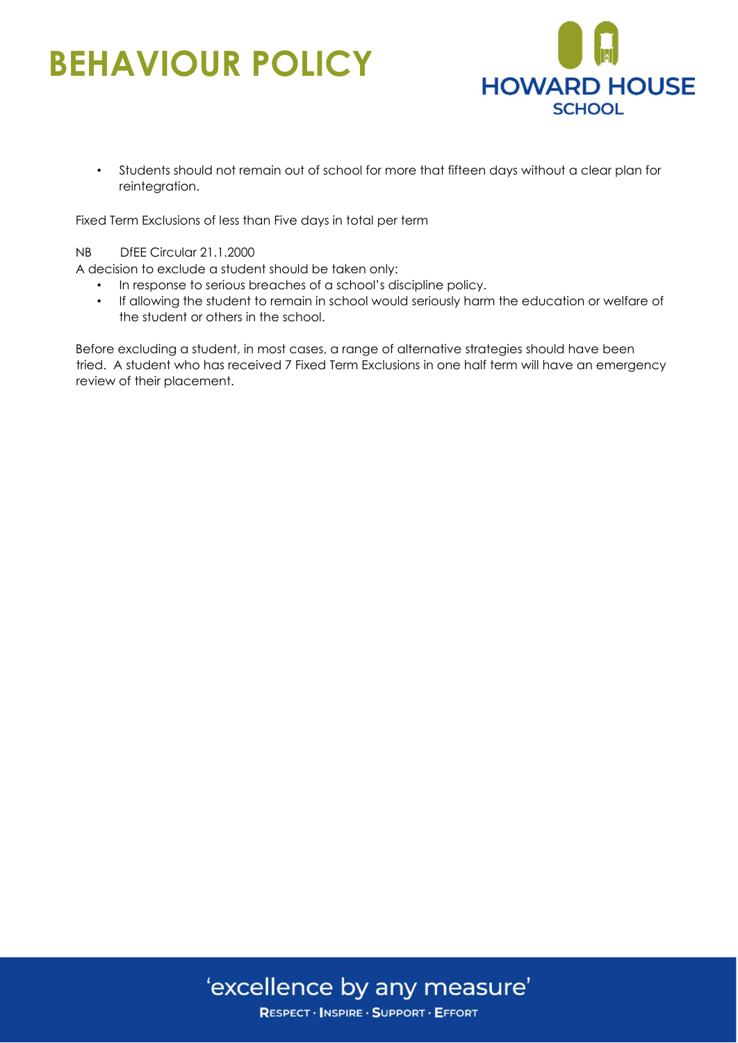- Students should not remain out of school for more that fifteen days without a clear plan for reintegration.

Fixed Term Exclusions of less than Five days in total per term

NB DfEE Circular 21.1.2000

A decision to exclude a student should be taken only:

- In response to serious breaches of a school's discipline policy.
- If allowing the student to remain in school would seriously harm the education or welfare of the student or others in the school.

Before excluding a student, in most cases, a range of alternative strategies should have been tried. A student who has received 7 Fixed Term Exclusions in one half term will have an emergency review of their placement.